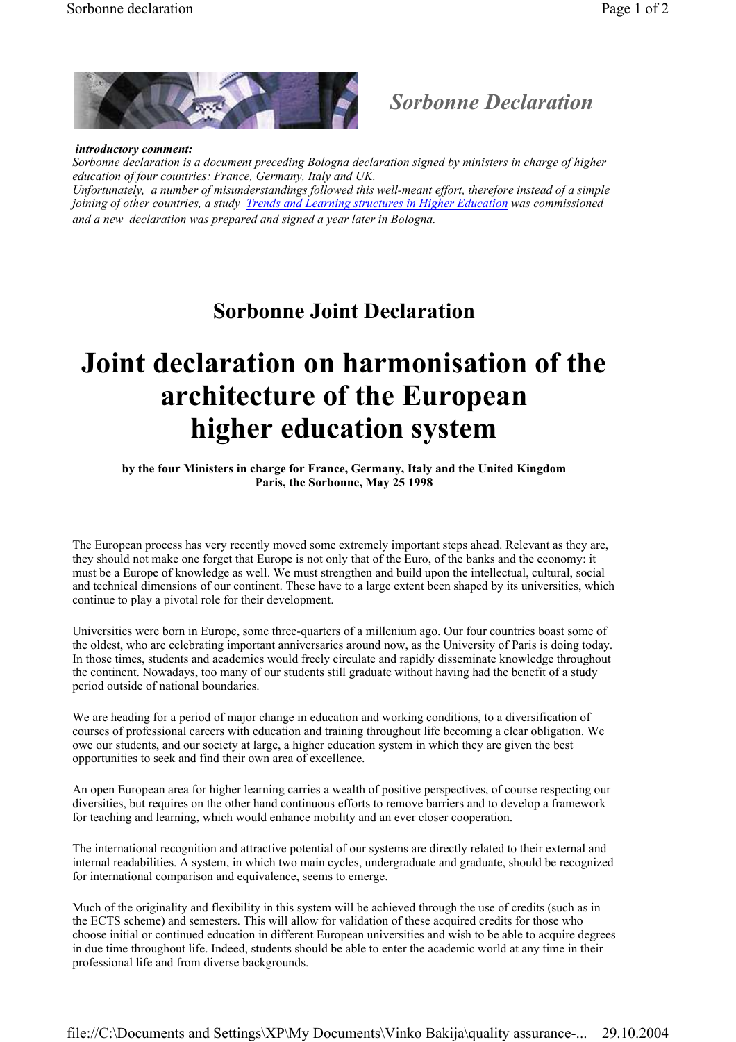## *Sorbonne Declaration*

***introductory comment:***
*Sorbonne declaration is a document preceding Bologna declaration signed by ministers in charge of higher education of four countries: France, Germany, Italy and UK.*
*Unfortunately, a number of misunderstandings followed this well-meant effort, therefore instead of a simple joining of other countries, a study Trends and Learning structures in Higher Education was commissioned and a new declaration was prepared and signed a year later in Bologna.*

## Sorbonne Joint Declaration

# Joint declaration on harmonisation of the architecture of the European higher education system

**by the four Ministers in charge for France, Germany, Italy and the United Kingdom**
**Paris, the Sorbonne, May 25 1998**

The European process has very recently moved some extremely important steps ahead. Relevant as they are, they should not make one forget that Europe is not only that of the Euro, of the banks and the economy: it must be a Europe of knowledge as well. We must strengthen and build upon the intellectual, cultural, social and technical dimensions of our continent. These have to a large extent been shaped by its universities, which continue to play a pivotal role for their development.

Universities were born in Europe, some three-quarters of a millenium ago. Our four countries boast some of the oldest, who are celebrating important anniversaries around now, as the University of Paris is doing today. In those times, students and academics would freely circulate and rapidly disseminate knowledge throughout the continent. Nowadays, too many of our students still graduate without having had the benefit of a study period outside of national boundaries.

We are heading for a period of major change in education and working conditions, to a diversification of courses of professional careers with education and training throughout life becoming a clear obligation. We owe our students, and our society at large, a higher education system in which they are given the best opportunities to seek and find their own area of excellence.

An open European area for higher learning carries a wealth of positive perspectives, of course respecting our diversities, but requires on the other hand continuous efforts to remove barriers and to develop a framework for teaching and learning, which would enhance mobility and an ever closer cooperation.

The international recognition and attractive potential of our systems are directly related to their external and internal readabilities. A system, in which two main cycles, undergraduate and graduate, should be recognized for international comparison and equivalence, seems to emerge.

Much of the originality and flexibility in this system will be achieved through the use of credits (such as in the ECTS scheme) and semesters. This will allow for validation of these acquired credits for those who choose initial or continued education in different European universities and wish to be able to acquire degrees in due time throughout life. Indeed, students should be able to enter the academic world at any time in their professional life and from diverse backgrounds.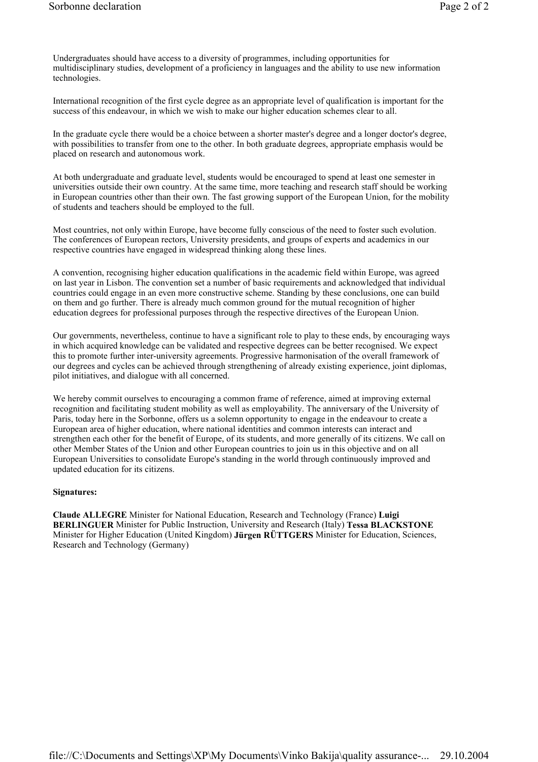Undergraduates should have access to a diversity of programmes, including opportunities for multidisciplinary studies, development of a proficiency in languages and the ability to use new information technologies.

International recognition of the first cycle degree as an appropriate level of qualification is important for the success of this endeavour, in which we wish to make our higher education schemes clear to all.

In the graduate cycle there would be a choice between a shorter master's degree and a longer doctor's degree, with possibilities to transfer from one to the other. In both graduate degrees, appropriate emphasis would be placed on research and autonomous work.

At both undergraduate and graduate level, students would be encouraged to spend at least one semester in universities outside their own country. At the same time, more teaching and research staff should be working in European countries other than their own. The fast growing support of the European Union, for the mobility of students and teachers should be employed to the full.

Most countries, not only within Europe, have become fully conscious of the need to foster such evolution. The conferences of European rectors, University presidents, and groups of experts and academics in our respective countries have engaged in widespread thinking along these lines.

A convention, recognising higher education qualifications in the academic field within Europe, was agreed on last year in Lisbon. The convention set a number of basic requirements and acknowledged that individual countries could engage in an even more constructive scheme. Standing by these conclusions, one can build on them and go further. There is already much common ground for the mutual recognition of higher education degrees for professional purposes through the respective directives of the European Union.

Our governments, nevertheless, continue to have a significant role to play to these ends, by encouraging ways in which acquired knowledge can be validated and respective degrees can be better recognised. We expect this to promote further inter-university agreements. Progressive harmonisation of the overall framework of our degrees and cycles can be achieved through strengthening of already existing experience, joint diplomas, pilot initiatives, and dialogue with all concerned.

We hereby commit ourselves to encouraging a common frame of reference, aimed at improving external recognition and facilitating student mobility as well as employability. The anniversary of the University of Paris, today here in the Sorbonne, offers us a solemn opportunity to engage in the endeavour to create a European area of higher education, where national identities and common interests can interact and strengthen each other for the benefit of Europe, of its students, and more generally of its citizens. We call on other Member States of the Union and other European countries to join us in this objective and on all European Universities to consolidate Europe's standing in the world through continuously improved and updated education for its citizens.

**Signatures:**

**Claude ALLEGRE** Minister for National Education, Research and Technology (France) **Luigi BERLINGUER** Minister for Public Instruction, University and Research (Italy) **Tessa BLACKSTONE** Minister for Higher Education (United Kingdom) **Jürgen RÜTTGERS** Minister for Education, Sciences, Research and Technology (Germany)